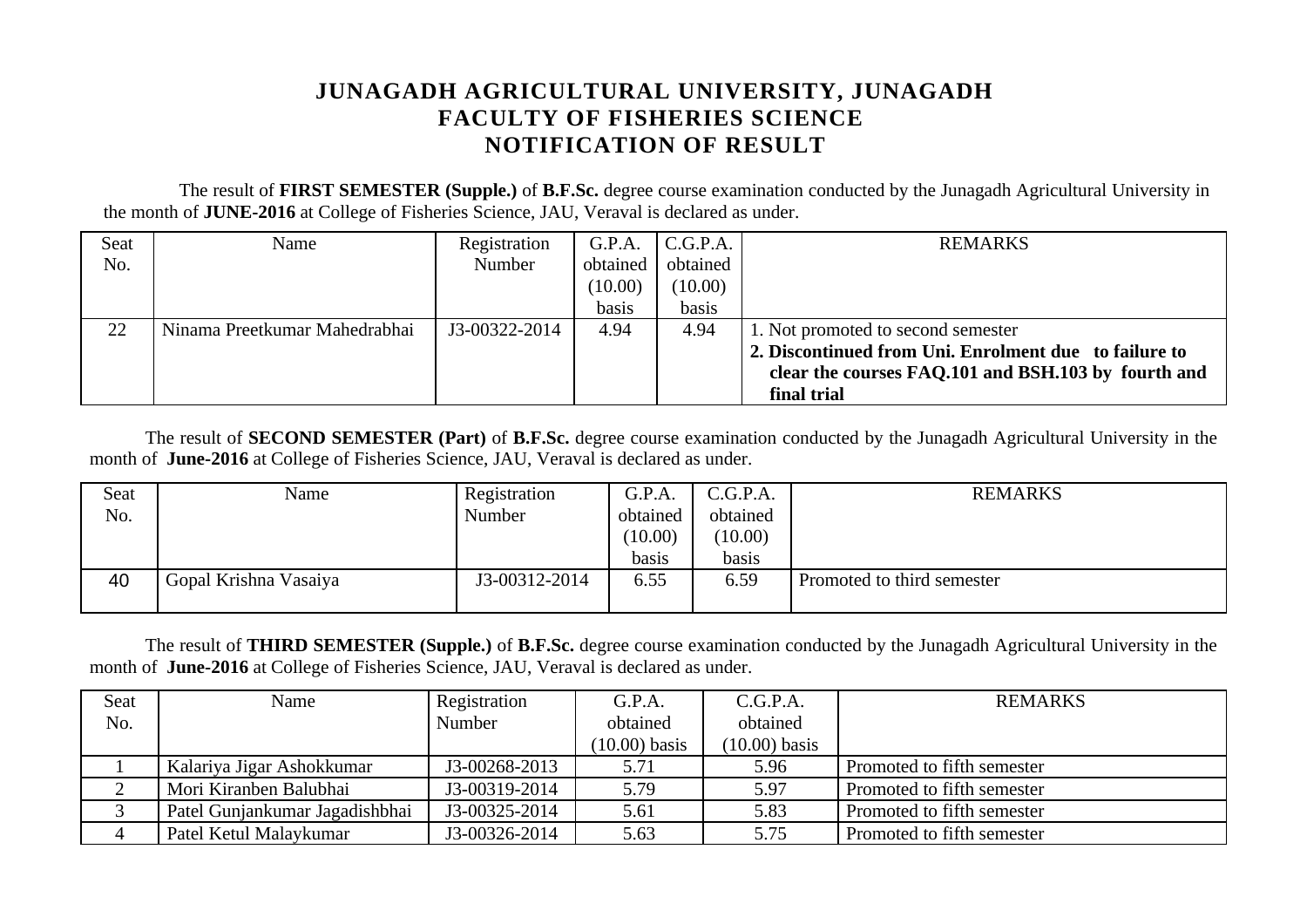# JUNAGADH AGRICULTURAL UNIVERSITY, JUNAGADH
## FACULTY OF FISHERIES SCIENCE
## NOTIFICATION OF RESULT

The result of **FIRST SEMESTER (Supple.)** of **B.F.Sc.** degree course examination conducted by the Junagadh Agricultural University in the month of **JUNE-2016** at College of Fisheries Science, JAU, Veraval is declared as under.

| Seat No. | Name | Registration Number | G.P.A. obtained (10.00) basis | C.G.P.A. obtained (10.00) basis | REMARKS |
|---|---|---|---|---|---|
| 22 | Ninama Preetkumar Mahedrabhai | J3-00322-2014 | 4.94 | 4.94 | 1. Not promoted to second semester<br>**2. Discontinued from Uni. Enrolment due to failure to clear the courses FAQ.101 and BSH.103 by fourth and final trial** |

The result of **SECOND SEMESTER (Part)** of **B.F.Sc.** degree course examination conducted by the Junagadh Agricultural University in the month of **June-2016** at College of Fisheries Science, JAU, Veraval is declared as under.

| Seat No. | Name | Registration Number | G.P.A. obtained (10.00) basis | C.G.P.A. obtained (10.00) basis | REMARKS |
|---|---|---|---|---|---|
| 40 | Gopal Krishna Vasaiya | J3-00312-2014 | 6.55 | 6.59 | Promoted to third semester |

The result of **THIRD SEMESTER (Supple.)** of **B.F.Sc.** degree course examination conducted by the Junagadh Agricultural University in the month of **June-2016** at College of Fisheries Science, JAU, Veraval is declared as under.

| Seat No. | Name | Registration Number | G.P.A. obtained (10.00) basis | C.G.P.A. obtained (10.00) basis | REMARKS |
|---|---|---|---|---|---|
| 1 | Kalariya Jigar Ashokkumar | J3-00268-2013 | 5.71 | 5.96 | Promoted to fifth semester |
| 2 | Mori Kiranben Balubhai | J3-00319-2014 | 5.79 | 5.97 | Promoted to fifth semester |
| 3 | Patel Gunjankumar Jagadishbhai | J3-00325-2014 | 5.61 | 5.83 | Promoted to fifth semester |
| 4 | Patel Ketul Malaykumar | J3-00326-2014 | 5.63 | 5.75 | Promoted to fifth semester |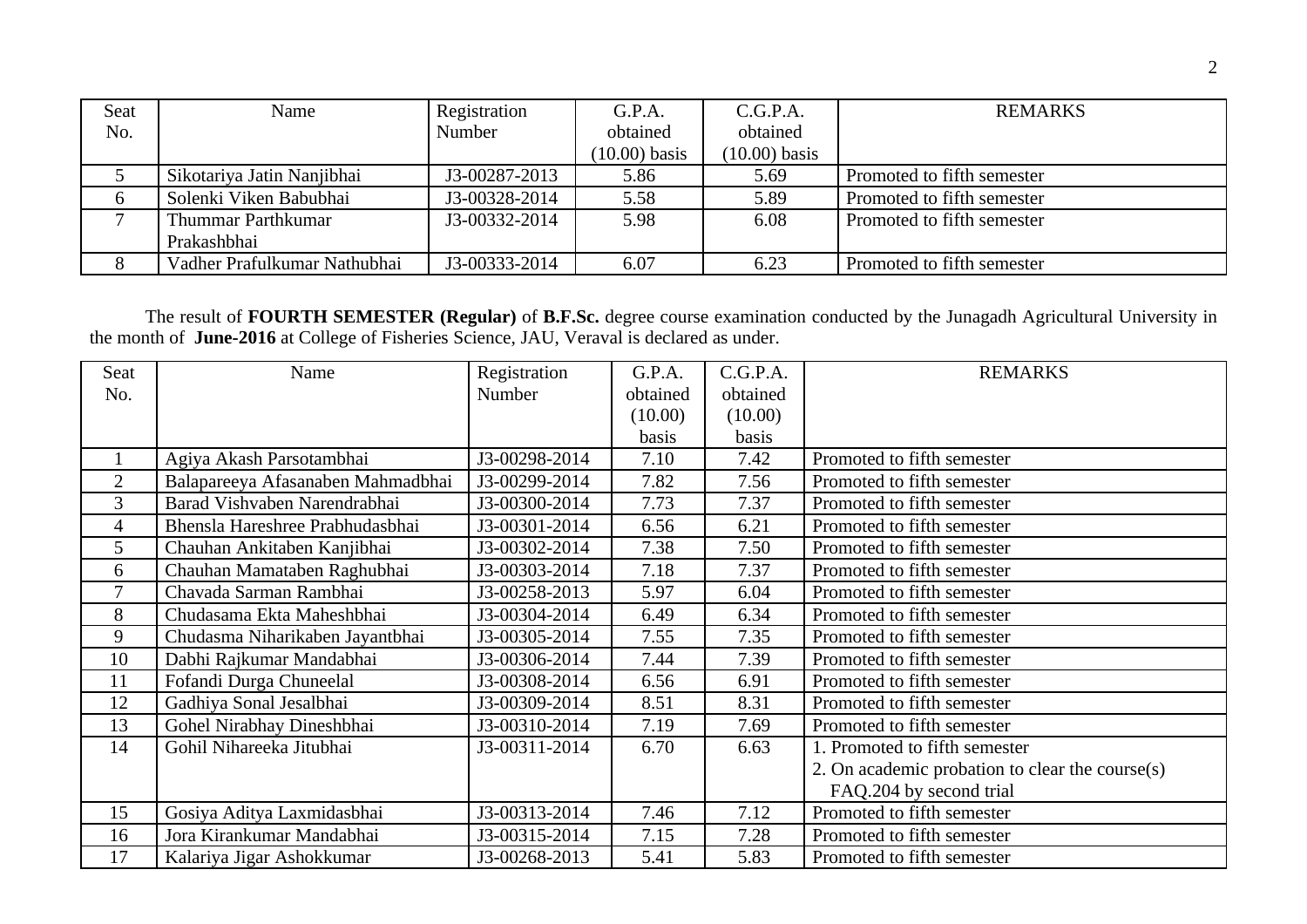| Seat No. | Name | Registration Number | G.P.A. obtained (10.00) basis | C.G.P.A. obtained (10.00) basis | REMARKS |
|---|---|---|---|---|---|
| 5 | Sikotariya Jatin Nanjibhai | J3-00287-2013 | 5.86 | 5.69 | Promoted to fifth semester |
| 6 | Solenki Viken Babubhai | J3-00328-2014 | 5.58 | 5.89 | Promoted to fifth semester |
| 7 | Thummar Parthkumar Prakashbhai | J3-00332-2014 | 5.98 | 6.08 | Promoted to fifth semester |
| 8 | Vadher Prafulkumar Nathubhai | J3-00333-2014 | 6.07 | 6.23 | Promoted to fifth semester |

The result of **FOURTH SEMESTER (Regular)** of **B.F.Sc.** degree course examination conducted by the Junagadh Agricultural University in the month of **June-2016** at College of Fisheries Science, JAU, Veraval is declared as under.

| Seat No. | Name | Registration Number | G.P.A. obtained (10.00) basis | C.G.P.A. obtained (10.00) basis | REMARKS |
|---|---|---|---|---|---|
| 1 | Agiya Akash Parsotambhai | J3-00298-2014 | 7.10 | 7.42 | Promoted to fifth semester |
| 2 | Balapareeya Afasanaben Mahmadbhai | J3-00299-2014 | 7.82 | 7.56 | Promoted to fifth semester |
| 3 | Barad Vishvaben Narendrabhai | J3-00300-2014 | 7.73 | 7.37 | Promoted to fifth semester |
| 4 | Bhensla Hareshree Prabhudasbhai | J3-00301-2014 | 6.56 | 6.21 | Promoted to fifth semester |
| 5 | Chauhan Ankitaben Kanjibhai | J3-00302-2014 | 7.38 | 7.50 | Promoted to fifth semester |
| 6 | Chauhan Mamataben Raghubhai | J3-00303-2014 | 7.18 | 7.37 | Promoted to fifth semester |
| 7 | Chavada Sarman Rambhai | J3-00258-2013 | 5.97 | 6.04 | Promoted to fifth semester |
| 8 | Chudasama Ekta Maheshbhai | J3-00304-2014 | 6.49 | 6.34 | Promoted to fifth semester |
| 9 | Chudasma Niharikaben Jayantbhai | J3-00305-2014 | 7.55 | 7.35 | Promoted to fifth semester |
| 10 | Dabhi Rajkumar Mandabhai | J3-00306-2014 | 7.44 | 7.39 | Promoted to fifth semester |
| 11 | Fofandi Durga Chuneelal | J3-00308-2014 | 6.56 | 6.91 | Promoted to fifth semester |
| 12 | Gadhiya Sonal Jesalbhai | J3-00309-2014 | 8.51 | 8.31 | Promoted to fifth semester |
| 13 | Gohel Nirabhay Dineshbhai | J3-00310-2014 | 7.19 | 7.69 | Promoted to fifth semester |
| 14 | Gohil Nihareeka Jitubhai | J3-00311-2014 | 6.70 | 6.63 | 1. Promoted to fifth semester<br>2. On academic probation to clear the course(s) FAQ.204 by second trial |
| 15 | Gosiya Aditya Laxmidasbhai | J3-00313-2014 | 7.46 | 7.12 | Promoted to fifth semester |
| 16 | Jora Kirankumar Mandabhai | J3-00315-2014 | 7.15 | 7.28 | Promoted to fifth semester |
| 17 | Kalariya Jigar Ashokkumar | J3-00268-2013 | 5.41 | 5.83 | Promoted to fifth semester |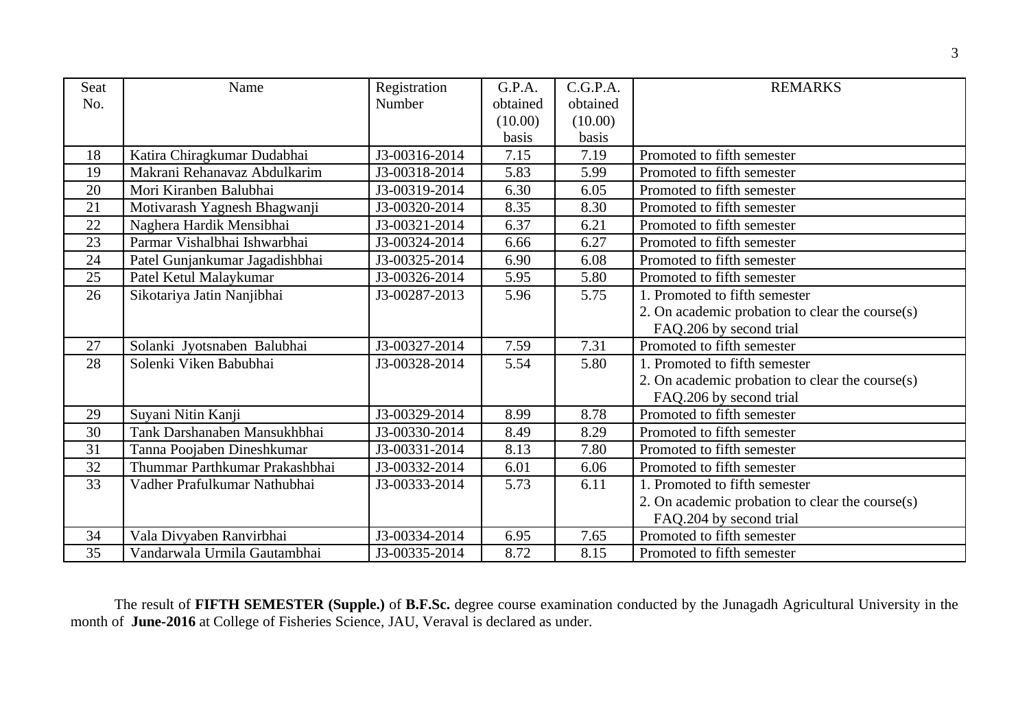| Seat No. | Name | Registration Number | G.P.A. obtained (10.00) basis | C.G.P.A. obtained (10.00) basis | REMARKS |
|---|---|---|---|---|---|
| 18 | Katira Chiragkumar Dudabhai | J3-00316-2014 | 7.15 | 7.19 | Promoted to fifth semester |
| 19 | Makrani Rehanavaz Abdulkarim | J3-00318-2014 | 5.83 | 5.99 | Promoted to fifth semester |
| 20 | Mori Kiranben Balubhai | J3-00319-2014 | 6.30 | 6.05 | Promoted to fifth semester |
| 21 | Motivarash Yagnesh Bhagwanji | J3-00320-2014 | 8.35 | 8.30 | Promoted to fifth semester |
| 22 | Naghera Hardik Mensibhai | J3-00321-2014 | 6.37 | 6.21 | Promoted to fifth semester |
| 23 | Parmar Vishalbhai Ishwarbhai | J3-00324-2014 | 6.66 | 6.27 | Promoted to fifth semester |
| 24 | Patel Gunjankumar Jagadishbhai | J3-00325-2014 | 6.90 | 6.08 | Promoted to fifth semester |
| 25 | Patel Ketul Malaykumar | J3-00326-2014 | 5.95 | 5.80 | Promoted to fifth semester |
| 26 | Sikotariya Jatin Nanjibhai | J3-00287-2013 | 5.96 | 5.75 | 1. Promoted to fifth semester 2. On academic probation to clear the course(s) FAQ.206 by second trial |
| 27 | Solanki Jyotsnaben Balubhai | J3-00327-2014 | 7.59 | 7.31 | Promoted to fifth semester |
| 28 | Solenki Viken Babubhai | J3-00328-2014 | 5.54 | 5.80 | 1. Promoted to fifth semester 2. On academic probation to clear the course(s) FAQ.206 by second trial |
| 29 | Suyani Nitin Kanji | J3-00329-2014 | 8.99 | 8.78 | Promoted to fifth semester |
| 30 | Tank Darshanaben Mansukhbhai | J3-00330-2014 | 8.49 | 8.29 | Promoted to fifth semester |
| 31 | Tanna Poojaben Dineshkumar | J3-00331-2014 | 8.13 | 7.80 | Promoted to fifth semester |
| 32 | Thummar Parthkumar Prakashbhai | J3-00332-2014 | 6.01 | 6.06 | Promoted to fifth semester |
| 33 | Vadher Prafulkumar Nathubhai | J3-00333-2014 | 5.73 | 6.11 | 1. Promoted to fifth semester 2. On academic probation to clear the course(s) FAQ.204 by second trial |
| 34 | Vala Divyaben Ranvirbhai | J3-00334-2014 | 6.95 | 7.65 | Promoted to fifth semester |
| 35 | Vandarwala Urmila Gautambhai | J3-00335-2014 | 8.72 | 8.15 | Promoted to fifth semester |

The result of **FIFTH SEMESTER (Supple.)** of **B.F.Sc.** degree course examination conducted by the Junagadh Agricultural University in the month of **June-2016** at College of Fisheries Science, JAU, Veraval is declared as under.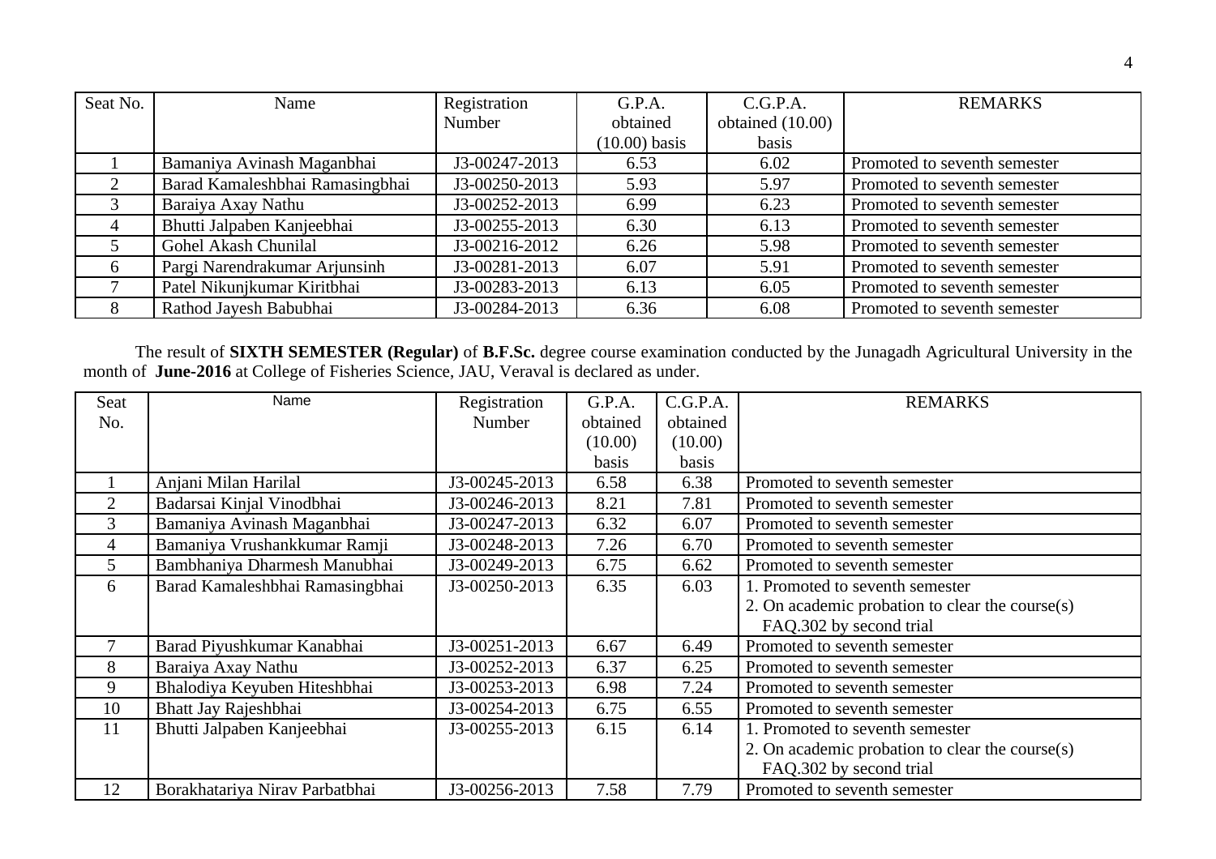| Seat No. | Name | Registration Number | G.P.A. obtained (10.00) basis | C.G.P.A. obtained (10.00) basis | REMARKS |
|---|---|---|---|---|---|
| 1 | Bamaniya Avinash Maganbhai | J3-00247-2013 | 6.53 | 6.02 | Promoted to seventh semester |
| 2 | Barad Kamaleshbhai Ramasingbhai | J3-00250-2013 | 5.93 | 5.97 | Promoted to seventh semester |
| 3 | Baraiya Axay Nathu | J3-00252-2013 | 6.99 | 6.23 | Promoted to seventh semester |
| 4 | Bhutti Jalpaben Kanjeebhai | J3-00255-2013 | 6.30 | 6.13 | Promoted to seventh semester |
| 5 | Gohel Akash Chunilal | J3-00216-2012 | 6.26 | 5.98 | Promoted to seventh semester |
| 6 | Pargi Narendrakumar Arjunsinh | J3-00281-2013 | 6.07 | 5.91 | Promoted to seventh semester |
| 7 | Patel Nikunjkumar Kiritbhai | J3-00283-2013 | 6.13 | 6.05 | Promoted to seventh semester |
| 8 | Rathod Jayesh Babubhai | J3-00284-2013 | 6.36 | 6.08 | Promoted to seventh semester |

The result of **SIXTH SEMESTER (Regular)** of **B.F.Sc.** degree course examination conducted by the Junagadh Agricultural University in the month of **June-2016** at College of Fisheries Science, JAU, Veraval is declared as under.

| Seat No. | Name | Registration Number | G.P.A. obtained (10.00) basis | C.G.P.A. obtained (10.00) basis | REMARKS |
|---|---|---|---|---|---|
| 1 | Anjani Milan Harilal | J3-00245-2013 | 6.58 | 6.38 | Promoted to seventh semester |
| 2 | Badarsai Kinjal Vinodbhai | J3-00246-2013 | 8.21 | 7.81 | Promoted to seventh semester |
| 3 | Bamaniya Avinash Maganbhai | J3-00247-2013 | 6.32 | 6.07 | Promoted to seventh semester |
| 4 | Bamaniya Vrushankkumar Ramji | J3-00248-2013 | 7.26 | 6.70 | Promoted to seventh semester |
| 5 | Bambhaniya Dharmesh Manubhai | J3-00249-2013 | 6.75 | 6.62 | Promoted to seventh semester |
| 6 | Barad Kamaleshbhai Ramasingbhai | J3-00250-2013 | 6.35 | 6.03 | 1. Promoted to seventh semester<br>2. On academic probation to clear the course(s) FAQ.302 by second trial |
| 7 | Barad Piyushkumar Kanabhai | J3-00251-2013 | 6.67 | 6.49 | Promoted to seventh semester |
| 8 | Baraiya Axay Nathu | J3-00252-2013 | 6.37 | 6.25 | Promoted to seventh semester |
| 9 | Bhalodiya Keyuben Hiteshbhai | J3-00253-2013 | 6.98 | 7.24 | Promoted to seventh semester |
| 10 | Bhatt Jay Rajeshbhai | J3-00254-2013 | 6.75 | 6.55 | Promoted to seventh semester |
| 11 | Bhutti Jalpaben Kanjeebhai | J3-00255-2013 | 6.15 | 6.14 | 1. Promoted to seventh semester<br>2. On academic probation to clear the course(s) FAQ.302 by second trial |
| 12 | Borakhatariya Nirav Parbatbhai | J3-00256-2013 | 7.58 | 7.79 | Promoted to seventh semester |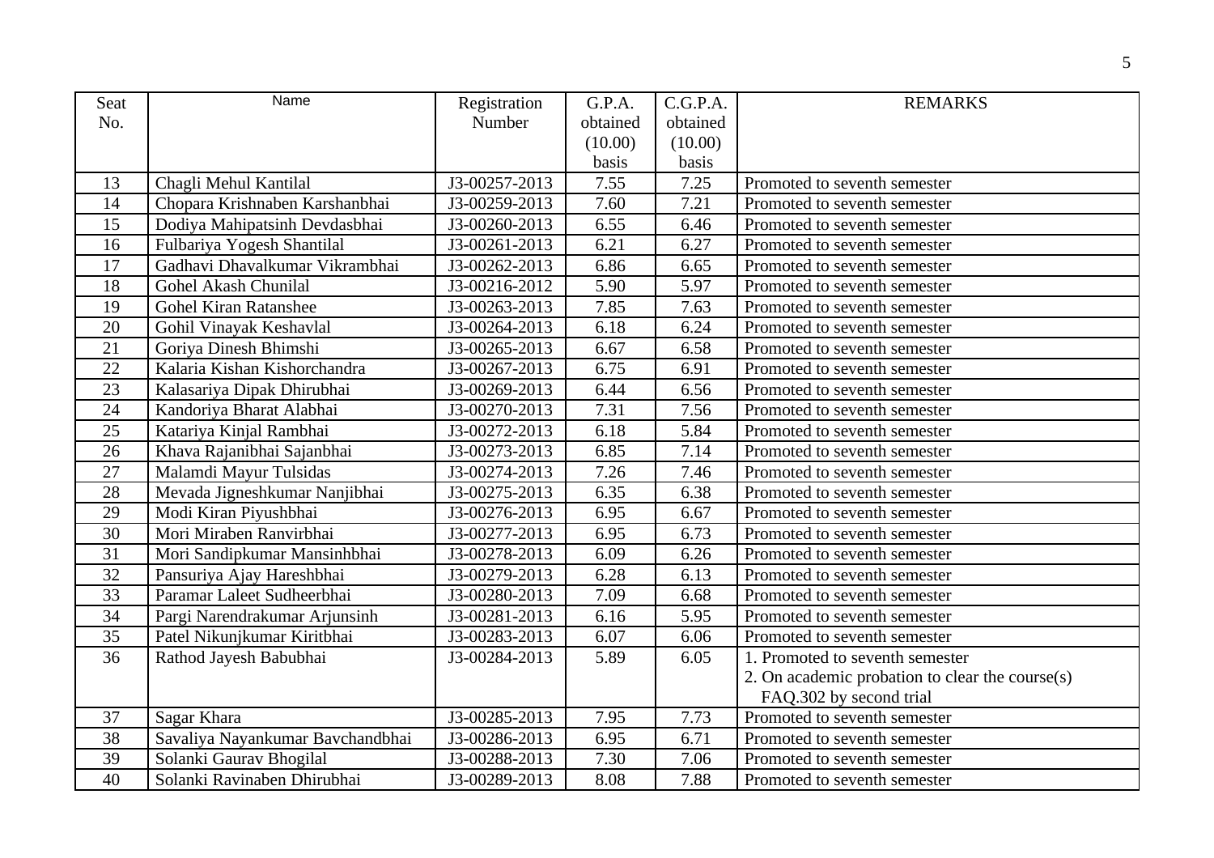| Seat No. | Name | Registration Number | G.P.A. obtained (10.00) basis | C.G.P.A. obtained (10.00) basis | REMARKS |
|---|---|---|---|---|---|
| 13 | Chagli Mehul Kantilal | J3-00257-2013 | 7.55 | 7.25 | Promoted to seventh semester |
| 14 | Chopara Krishnaben Karshanbhai | J3-00259-2013 | 7.60 | 7.21 | Promoted to seventh semester |
| 15 | Dodiya Mahipatsinh Devdasbhai | J3-00260-2013 | 6.55 | 6.46 | Promoted to seventh semester |
| 16 | Fulbariya Yogesh Shantilal | J3-00261-2013 | 6.21 | 6.27 | Promoted to seventh semester |
| 17 | Gadhavi Dhavalkumar Vikrambhai | J3-00262-2013 | 6.86 | 6.65 | Promoted to seventh semester |
| 18 | Gohel Akash Chunilal | J3-00216-2012 | 5.90 | 5.97 | Promoted to seventh semester |
| 19 | Gohel Kiran Ratanshee | J3-00263-2013 | 7.85 | 7.63 | Promoted to seventh semester |
| 20 | Gohil Vinayak Keshavlal | J3-00264-2013 | 6.18 | 6.24 | Promoted to seventh semester |
| 21 | Goriya Dinesh Bhimshi | J3-00265-2013 | 6.67 | 6.58 | Promoted to seventh semester |
| 22 | Kalaria Kishan Kishorchandra | J3-00267-2013 | 6.75 | 6.91 | Promoted to seventh semester |
| 23 | Kalasariya Dipak Dhirubhai | J3-00269-2013 | 6.44 | 6.56 | Promoted to seventh semester |
| 24 | Kandoriya Bharat Alabhai | J3-00270-2013 | 7.31 | 7.56 | Promoted to seventh semester |
| 25 | Katariya Kinjal Rambhai | J3-00272-2013 | 6.18 | 5.84 | Promoted to seventh semester |
| 26 | Khava Rajanibhai Sajanbhai | J3-00273-2013 | 6.85 | 7.14 | Promoted to seventh semester |
| 27 | Malamdi Mayur Tulsidas | J3-00274-2013 | 7.26 | 7.46 | Promoted to seventh semester |
| 28 | Mevada Jigneshkumar Nanjibhai | J3-00275-2013 | 6.35 | 6.38 | Promoted to seventh semester |
| 29 | Modi Kiran Piyushbhai | J3-00276-2013 | 6.95 | 6.67 | Promoted to seventh semester |
| 30 | Mori Miraben Ranvirbhai | J3-00277-2013 | 6.95 | 6.73 | Promoted to seventh semester |
| 31 | Mori Sandipkumar Mansinhbhai | J3-00278-2013 | 6.09 | 6.26 | Promoted to seventh semester |
| 32 | Pansuriya Ajay Hareshbhai | J3-00279-2013 | 6.28 | 6.13 | Promoted to seventh semester |
| 33 | Paramar Laleet Sudheerbhai | J3-00280-2013 | 7.09 | 6.68 | Promoted to seventh semester |
| 34 | Pargi Narendrakumar Arjunsinh | J3-00281-2013 | 6.16 | 5.95 | Promoted to seventh semester |
| 35 | Patel Nikunjkumar Kiritbhai | J3-00283-2013 | 6.07 | 6.06 | Promoted to seventh semester |
| 36 | Rathod Jayesh Babubhai | J3-00284-2013 | 5.89 | 6.05 | 1. Promoted to seventh semester<br>2. On academic probation to clear the course(s) FAQ.302 by second trial |
| 37 | Sagar Khara | J3-00285-2013 | 7.95 | 7.73 | Promoted to seventh semester |
| 38 | Savaliya Nayankumar Bavchandbhai | J3-00286-2013 | 6.95 | 6.71 | Promoted to seventh semester |
| 39 | Solanki Gaurav Bhogilal | J3-00288-2013 | 7.30 | 7.06 | Promoted to seventh semester |
| 40 | Solanki Ravinaben Dhirubhai | J3-00289-2013 | 8.08 | 7.88 | Promoted to seventh semester |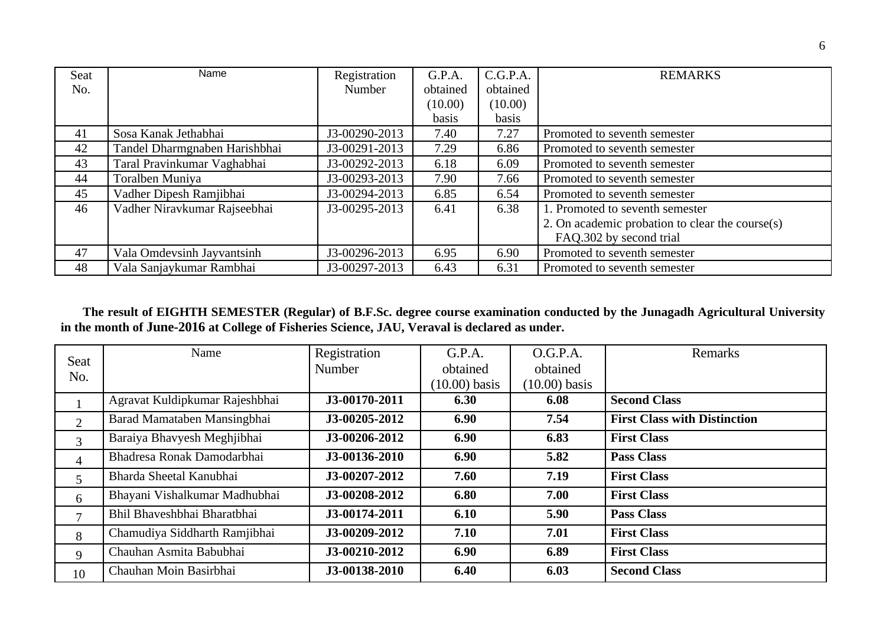| Seat No. | Name | Registration Number | G.P.A. obtained (10.00) basis | C.G.P.A. obtained (10.00) basis | REMARKS |
|---|---|---|---|---|---|
| 41 | Sosa Kanak Jethabhai | J3-00290-2013 | 7.40 | 7.27 | Promoted to seventh semester |
| 42 | Tandel Dharmgnaben Harishbhai | J3-00291-2013 | 7.29 | 6.86 | Promoted to seventh semester |
| 43 | Taral Pravinkumar Vaghabhai | J3-00292-2013 | 6.18 | 6.09 | Promoted to seventh semester |
| 44 | Toralben Muniya | J3-00293-2013 | 7.90 | 7.66 | Promoted to seventh semester |
| 45 | Vadher Dipesh Ramjibhai | J3-00294-2013 | 6.85 | 6.54 | Promoted to seventh semester |
| 46 | Vadher Niravkumar Rajseebhai | J3-00295-2013 | 6.41 | 6.38 | 1. Promoted to seventh semester<br>2. On academic probation to clear the course(s) FAQ.302 by second trial |
| 47 | Vala Omdevsinh Jayvantsinh | J3-00296-2013 | 6.95 | 6.90 | Promoted to seventh semester |
| 48 | Vala Sanjaykumar Rambhai | J3-00297-2013 | 6.43 | 6.31 | Promoted to seventh semester |

**The result of EIGHTH SEMESTER (Regular) of B.F.Sc. degree course examination conducted by the Junagadh Agricultural University in the month of June-2016 at College of Fisheries Science, JAU, Veraval is declared as under.**

| Seat No. | Name | Registration Number | G.P.A. obtained (10.00) basis | O.G.P.A. obtained (10.00) basis | Remarks |
|---|---|---|---|---|---|
| 1 | Agravat Kuldipkumar Rajeshbhai | **J3-00170-2011** | **6.30** | **6.08** | **Second Class** |
| 2 | Barad Mamataben Mansingbhai | **J3-00205-2012** | **6.90** | **7.54** | **First Class with Distinction** |
| 3 | Baraiya Bhavyesh Meghjibhai | **J3-00206-2012** | **6.90** | **6.83** | **First Class** |
| 4 | Bhadresa Ronak Damodarbhai | **J3-00136-2010** | **6.90** | **5.82** | **Pass Class** |
| 5 | Bharda Sheetal Kanubhai | **J3-00207-2012** | **7.60** | **7.19** | **First Class** |
| 6 | Bhayani Vishalkumar Madhubhai | **J3-00208-2012** | **6.80** | **7.00** | **First Class** |
| 7 | Bhil Bhaveshbhai Bharatbhai | **J3-00174-2011** | **6.10** | **5.90** | **Pass Class** |
| 8 | Chamudiya Siddharth Ramjibhai | **J3-00209-2012** | **7.10** | **7.01** | **First Class** |
| 9 | Chauhan Asmita Babubhai | **J3-00210-2012** | **6.90** | **6.89** | **First Class** |
| 10 | Chauhan Moin Basirbhai | **J3-00138-2010** | **6.40** | **6.03** | **Second Class** |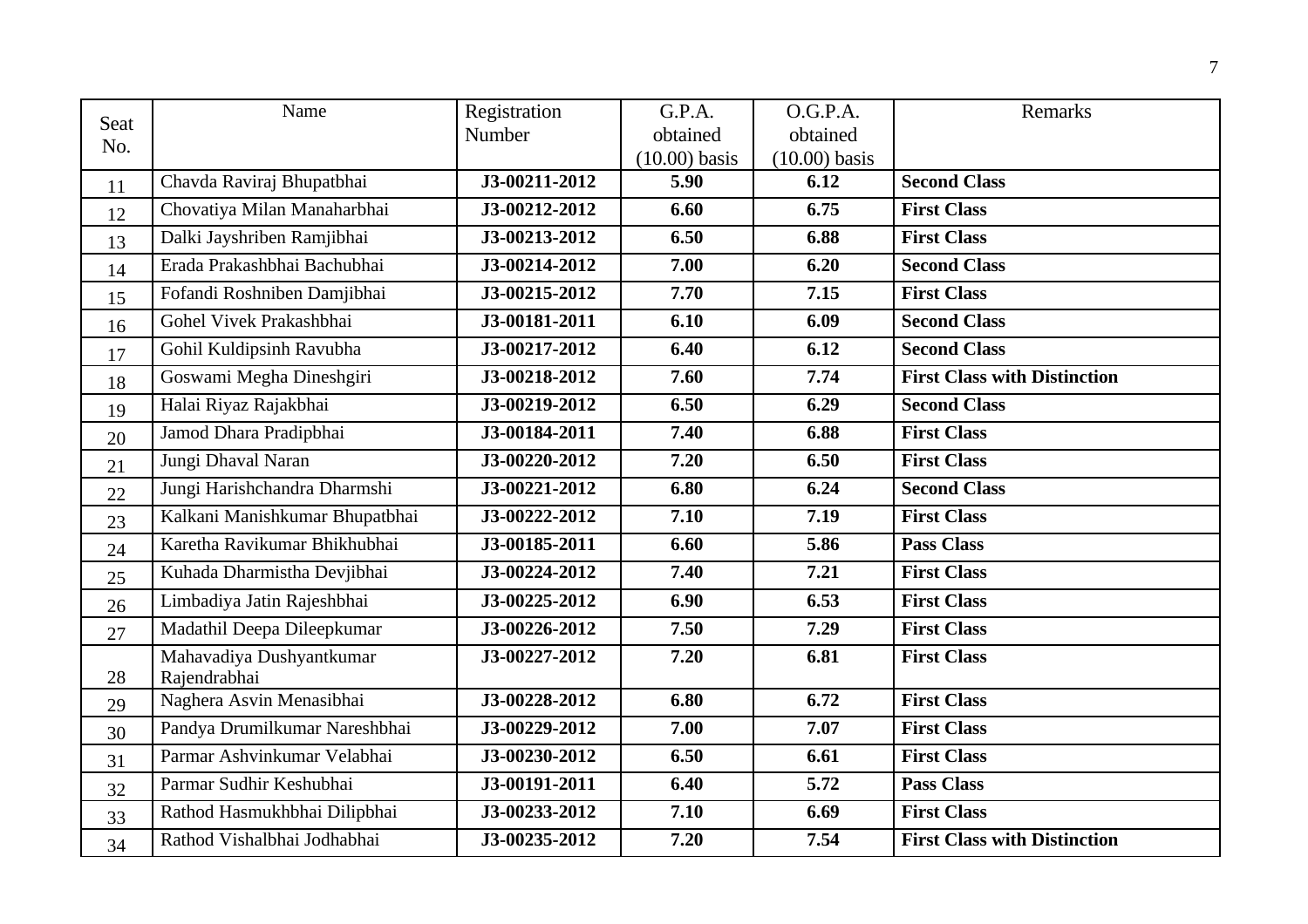| Seat No. | Name | Registration Number | G.P.A. obtained (10.00) basis | O.G.P.A. obtained (10.00) basis | Remarks |
|---|---|---|---|---|---|
| 11 | Chavda Raviraj Bhupatbhai | **J3-00211-2012** | **5.90** | **6.12** | **Second Class** |
| 12 | Chovatiya Milan Manaharbhai | **J3-00212-2012** | **6.60** | **6.75** | **First Class** |
| 13 | Dalki Jayshriben Ramjibhai | **J3-00213-2012** | **6.50** | **6.88** | **First Class** |
| 14 | Erada Prakashbhai Bachubhai | **J3-00214-2012** | **7.00** | **6.20** | **Second Class** |
| 15 | Fofandi Roshniben Damjibhai | **J3-00215-2012** | **7.70** | **7.15** | **First Class** |
| 16 | Gohel Vivek Prakashbhai | **J3-00181-2011** | **6.10** | **6.09** | **Second Class** |
| 17 | Gohil Kuldipsinh Ravubha | **J3-00217-2012** | **6.40** | **6.12** | **Second Class** |
| 18 | Goswami Megha Dineshgiri | **J3-00218-2012** | **7.60** | **7.74** | **First Class with Distinction** |
| 19 | Halai Riyaz Rajakbhai | **J3-00219-2012** | **6.50** | **6.29** | **Second Class** |
| 20 | Jamod Dhara Pradipbhai | **J3-00184-2011** | **7.40** | **6.88** | **First Class** |
| 21 | Jungi Dhaval Naran | **J3-00220-2012** | **7.20** | **6.50** | **First Class** |
| 22 | Jungi Harishchandra Dharmshi | **J3-00221-2012** | **6.80** | **6.24** | **Second Class** |
| 23 | Kalkani Manishkumar Bhupatbhai | **J3-00222-2012** | **7.10** | **7.19** | **First Class** |
| 24 | Karetha Ravikumar Bhikhubhai | **J3-00185-2011** | **6.60** | **5.86** | **Pass Class** |
| 25 | Kuhada Dharmistha Devjibhai | **J3-00224-2012** | **7.40** | **7.21** | **First Class** |
| 26 | Limbadiya Jatin Rajeshbhai | **J3-00225-2012** | **6.90** | **6.53** | **First Class** |
| 27 | Madathil Deepa Dileepkumar | **J3-00226-2012** | **7.50** | **7.29** | **First Class** |
| 28 | Mahavadiya Dushyantkumar Rajendrabhai | **J3-00227-2012** | **7.20** | **6.81** | **First Class** |
| 29 | Naghera Asvin Menasibhai | **J3-00228-2012** | **6.80** | **6.72** | **First Class** |
| 30 | Pandya Drumilkumar Nareshbhai | **J3-00229-2012** | **7.00** | **7.07** | **First Class** |
| 31 | Parmar Ashvinkumar Velabhai | **J3-00230-2012** | **6.50** | **6.61** | **First Class** |
| 32 | Parmar Sudhir Keshubhai | **J3-00191-2011** | **6.40** | **5.72** | **Pass Class** |
| 33 | Rathod Hasmukhbhai Dilipbhai | **J3-00233-2012** | **7.10** | **6.69** | **First Class** |
| 34 | Rathod Vishalbhai Jodhabhai | **J3-00235-2012** | **7.20** | **7.54** | **First Class with Distinction** |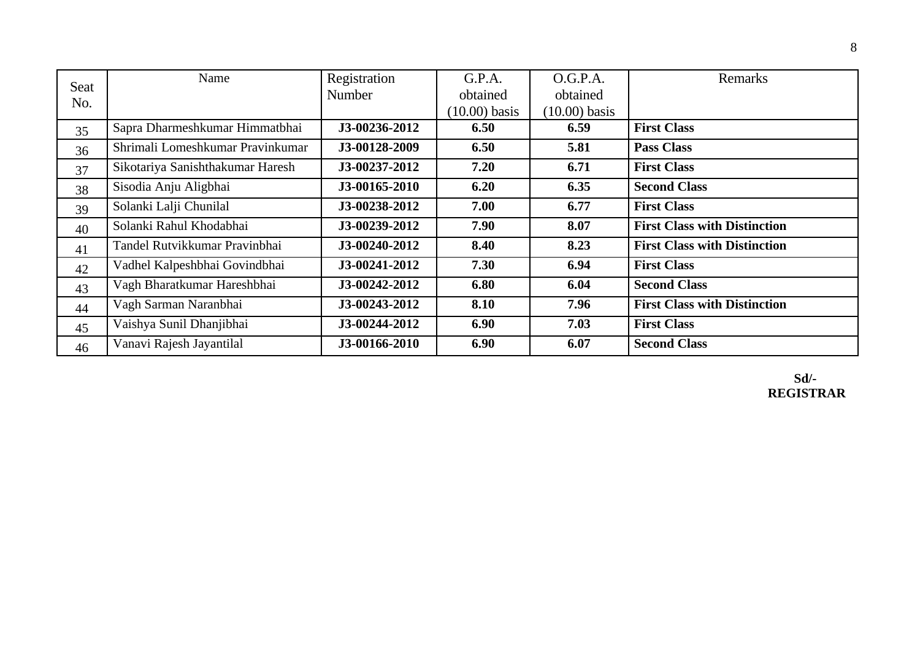| Seat No. | Name | Registration Number | G.P.A. obtained (10.00) basis | O.G.P.A. obtained (10.00) basis | Remarks |
|---|---|---|---|---|---|
| 35 | Sapra Dharmeshkumar Himmatbhai | **J3-00236-2012** | **6.50** | **6.59** | **First Class** |
| 36 | Shrimali Lomeshkumar Pravinkumar | **J3-00128-2009** | **6.50** | **5.81** | **Pass Class** |
| 37 | Sikotariya Sanishthakumar Haresh | **J3-00237-2012** | **7.20** | **6.71** | **First Class** |
| 38 | Sisodia Anju Aligbhai | **J3-00165-2010** | **6.20** | **6.35** | **Second Class** |
| 39 | Solanki Lalji Chunilal | **J3-00238-2012** | **7.00** | **6.77** | **First Class** |
| 40 | Solanki Rahul Khodabhai | **J3-00239-2012** | **7.90** | **8.07** | **First Class with Distinction** |
| 41 | Tandel Rutvikkumar Pravinbhai | **J3-00240-2012** | **8.40** | **8.23** | **First Class with Distinction** |
| 42 | Vadhel Kalpeshbhai Govindbhai | **J3-00241-2012** | **7.30** | **6.94** | **First Class** |
| 43 | Vagh Bharatkumar Hareshbhai | **J3-00242-2012** | **6.80** | **6.04** | **Second Class** |
| 44 | Vagh Sarman Naranbhai | **J3-00243-2012** | **8.10** | **7.96** | **First Class with Distinction** |
| 45 | Vaishya Sunil Dhanjibhai | **J3-00244-2012** | **6.90** | **7.03** | **First Class** |
| 46 | Vanavi Rajesh Jayantilal | **J3-00166-2010** | **6.90** | **6.07** | **Second Class** |

**Sd/-**
**REGISTRAR**